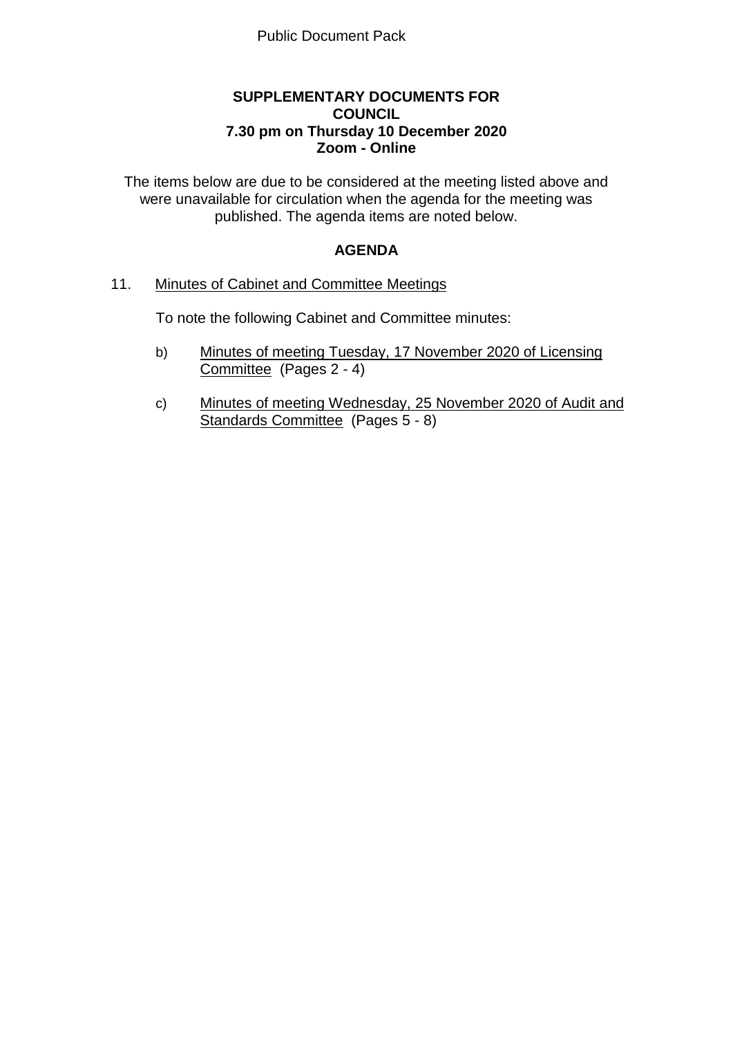Public Document Pack

**SUPPLEMENTARY DOCUMENTS FOR COUNCIL**
**7.30 pm on Thursday 10 December 2020**
**Zoom - Online**

The items below are due to be considered at the meeting listed above and were unavailable for circulation when the agenda for the meeting was published. The agenda items are noted below.

## AGENDA

11. Minutes of Cabinet and Committee Meetings

    To note the following Cabinet and Committee minutes:

    b) Minutes of meeting Tuesday, 17 November 2020 of Licensing Committee (Pages 2 - 4)

    c) Minutes of meeting Wednesday, 25 November 2020 of Audit and Standards Committee (Pages 5 - 8)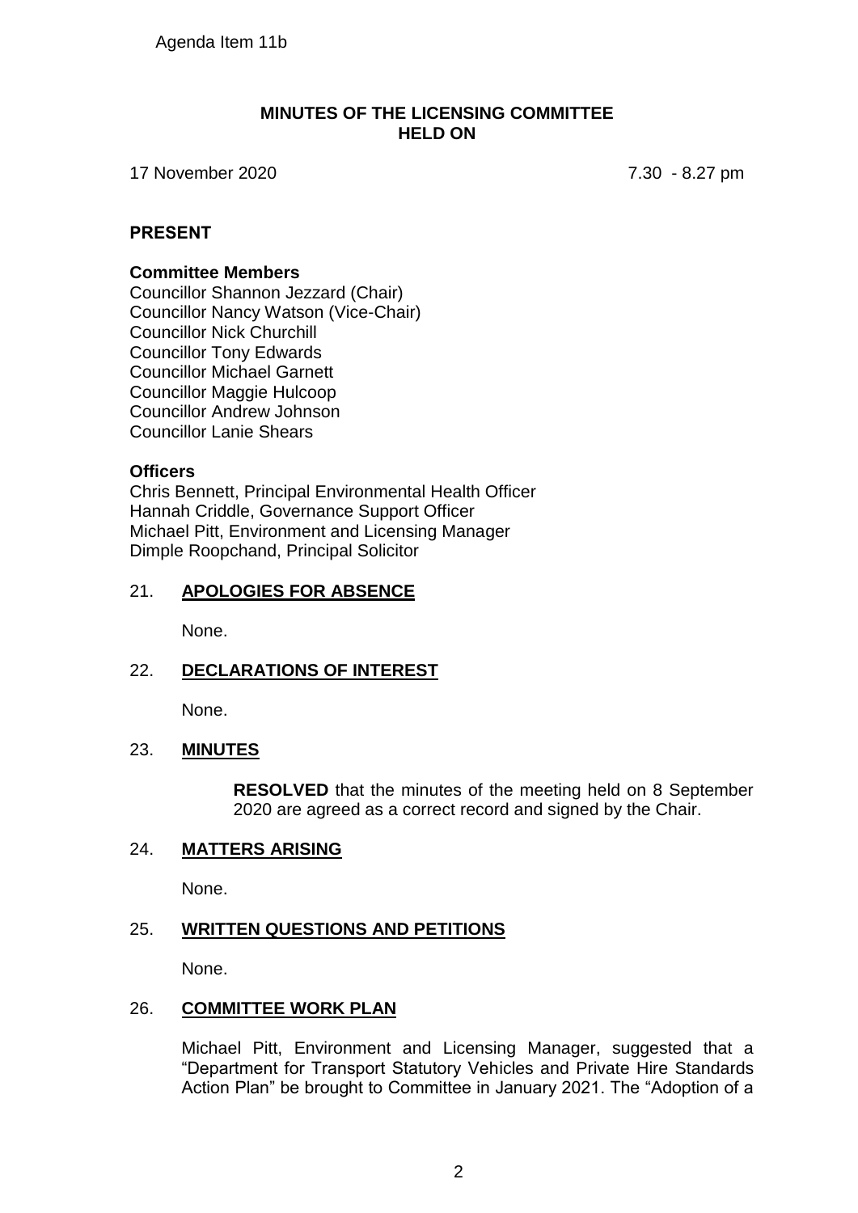Agenda Item 11b

# MINUTES OF THE LICENSING COMMITTEE HELD ON

17 November 2020 7.30 - 8.27 pm

## PRESENT

### Committee Members

Councillor Shannon Jezzard (Chair)
Councillor Nancy Watson (Vice-Chair)
Councillor Nick Churchill
Councillor Tony Edwards
Councillor Michael Garnett
Councillor Maggie Hulcoop
Councillor Andrew Johnson
Councillor Lanie Shears

### Officers

Chris Bennett, Principal Environmental Health Officer
Hannah Criddle, Governance Support Officer
Michael Pitt, Environment and Licensing Manager
Dimple Roopchand, Principal Solicitor

## 21. APOLOGIES FOR ABSENCE

None.

## 22. DECLARATIONS OF INTEREST

None.

## 23. MINUTES

**RESOLVED** that the minutes of the meeting held on 8 September 2020 are agreed as a correct record and signed by the Chair.

## 24. MATTERS ARISING

None.

## 25. WRITTEN QUESTIONS AND PETITIONS

None.

## 26. COMMITTEE WORK PLAN

Michael Pitt, Environment and Licensing Manager, suggested that a "Department for Transport Statutory Vehicles and Private Hire Standards Action Plan" be brought to Committee in January 2021. The "Adoption of a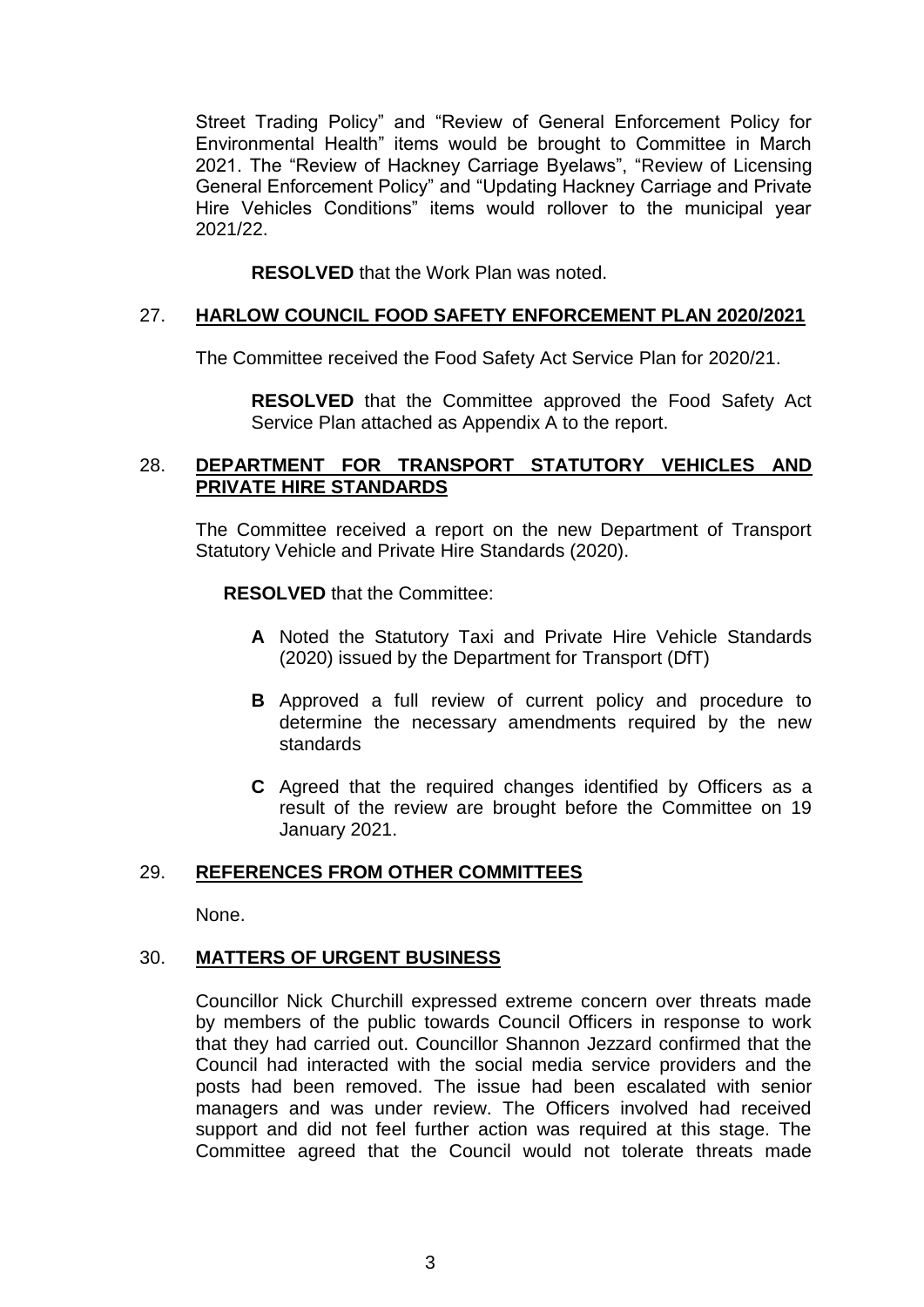Street Trading Policy" and "Review of General Enforcement Policy for Environmental Health" items would be brought to Committee in March 2021. The "Review of Hackney Carriage Byelaws", "Review of Licensing General Enforcement Policy" and "Updating Hackney Carriage and Private Hire Vehicles Conditions" items would rollover to the municipal year 2021/22.

**RESOLVED** that the Work Plan was noted.

## 27. HARLOW COUNCIL FOOD SAFETY ENFORCEMENT PLAN 2020/2021

The Committee received the Food Safety Act Service Plan for 2020/21.

**RESOLVED** that the Committee approved the Food Safety Act Service Plan attached as Appendix A to the report.

## 28. DEPARTMENT FOR TRANSPORT STATUTORY VEHICLES AND PRIVATE HIRE STANDARDS

The Committee received a report on the new Department of Transport Statutory Vehicle and Private Hire Standards (2020).

**RESOLVED** that the Committee:

- **A** Noted the Statutory Taxi and Private Hire Vehicle Standards (2020) issued by the Department for Transport (DfT)
- **B** Approved a full review of current policy and procedure to determine the necessary amendments required by the new standards
- **C** Agreed that the required changes identified by Officers as a result of the review are brought before the Committee on 19 January 2021.

## 29. REFERENCES FROM OTHER COMMITTEES

None.

## 30. MATTERS OF URGENT BUSINESS

Councillor Nick Churchill expressed extreme concern over threats made by members of the public towards Council Officers in response to work that they had carried out. Councillor Shannon Jezzard confirmed that the Council had interacted with the social media service providers and the posts had been removed. The issue had been escalated with senior managers and was under review. The Officers involved had received support and did not feel further action was required at this stage. The Committee agreed that the Council would not tolerate threats made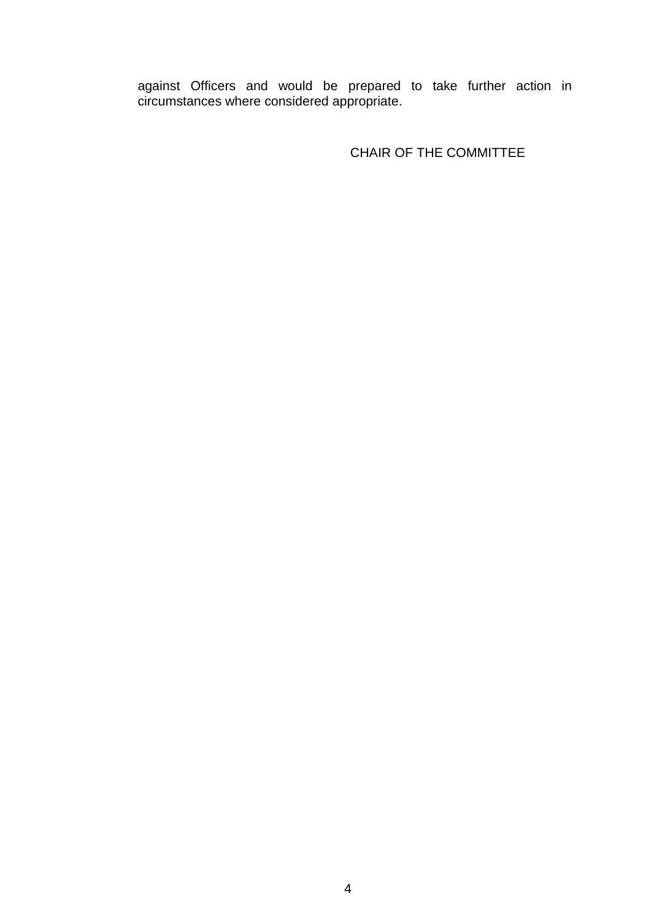against Officers and would be prepared to take further action in circumstances where considered appropriate.

CHAIR OF THE COMMITTEE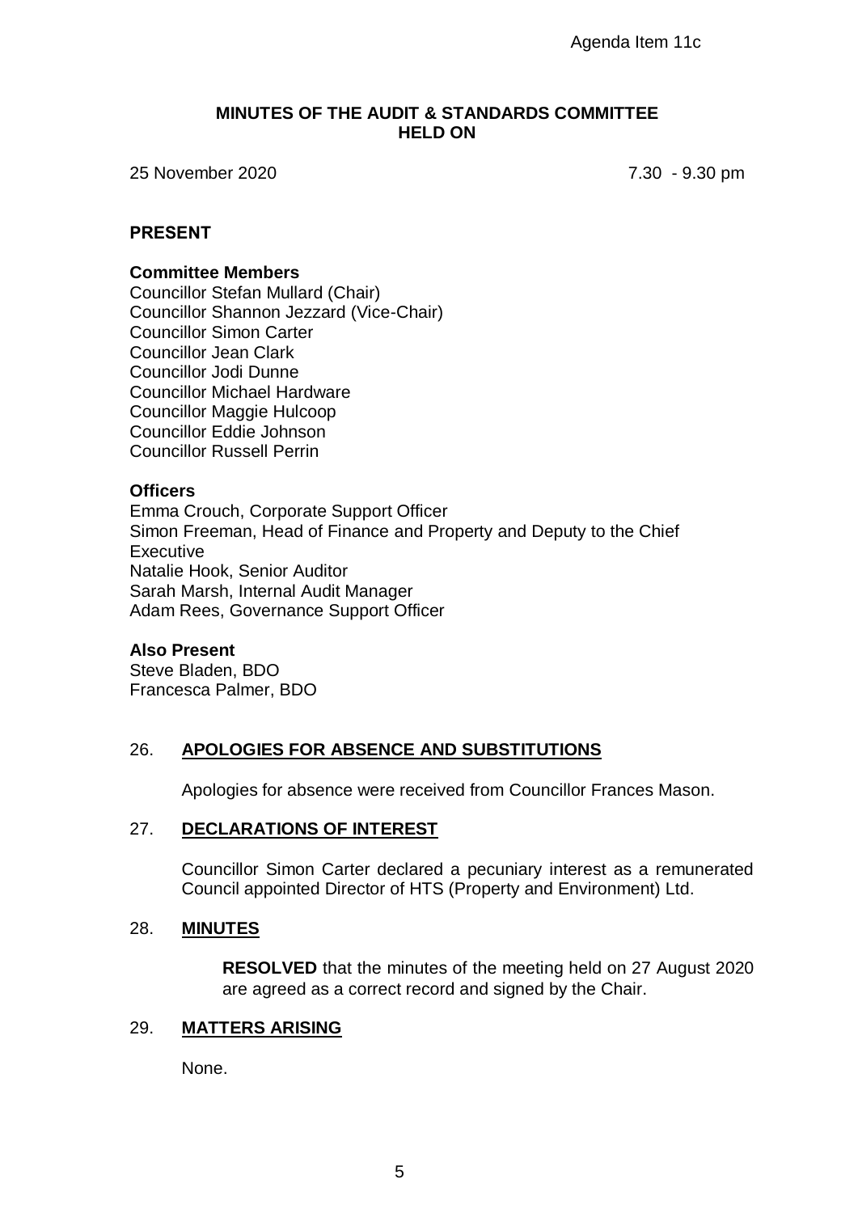Agenda Item 11c

# MINUTES OF THE AUDIT & STANDARDS COMMITTEE HELD ON

25 November 2020 7.30 - 9.30 pm

## PRESENT

**Committee Members**

Councillor Stefan Mullard (Chair)
Councillor Shannon Jezzard (Vice-Chair)
Councillor Simon Carter
Councillor Jean Clark
Councillor Jodi Dunne
Councillor Michael Hardware
Councillor Maggie Hulcoop
Councillor Eddie Johnson
Councillor Russell Perrin

**Officers**

Emma Crouch, Corporate Support Officer
Simon Freeman, Head of Finance and Property and Deputy to the Chief Executive
Natalie Hook, Senior Auditor
Sarah Marsh, Internal Audit Manager
Adam Rees, Governance Support Officer

**Also Present**

Steve Bladen, BDO
Francesca Palmer, BDO

## 26. APOLOGIES FOR ABSENCE AND SUBSTITUTIONS

Apologies for absence were received from Councillor Frances Mason.

## 27. DECLARATIONS OF INTEREST

Councillor Simon Carter declared a pecuniary interest as a remunerated Council appointed Director of HTS (Property and Environment) Ltd.

## 28. MINUTES

**RESOLVED** that the minutes of the meeting held on 27 August 2020 are agreed as a correct record and signed by the Chair.

## 29. MATTERS ARISING

None.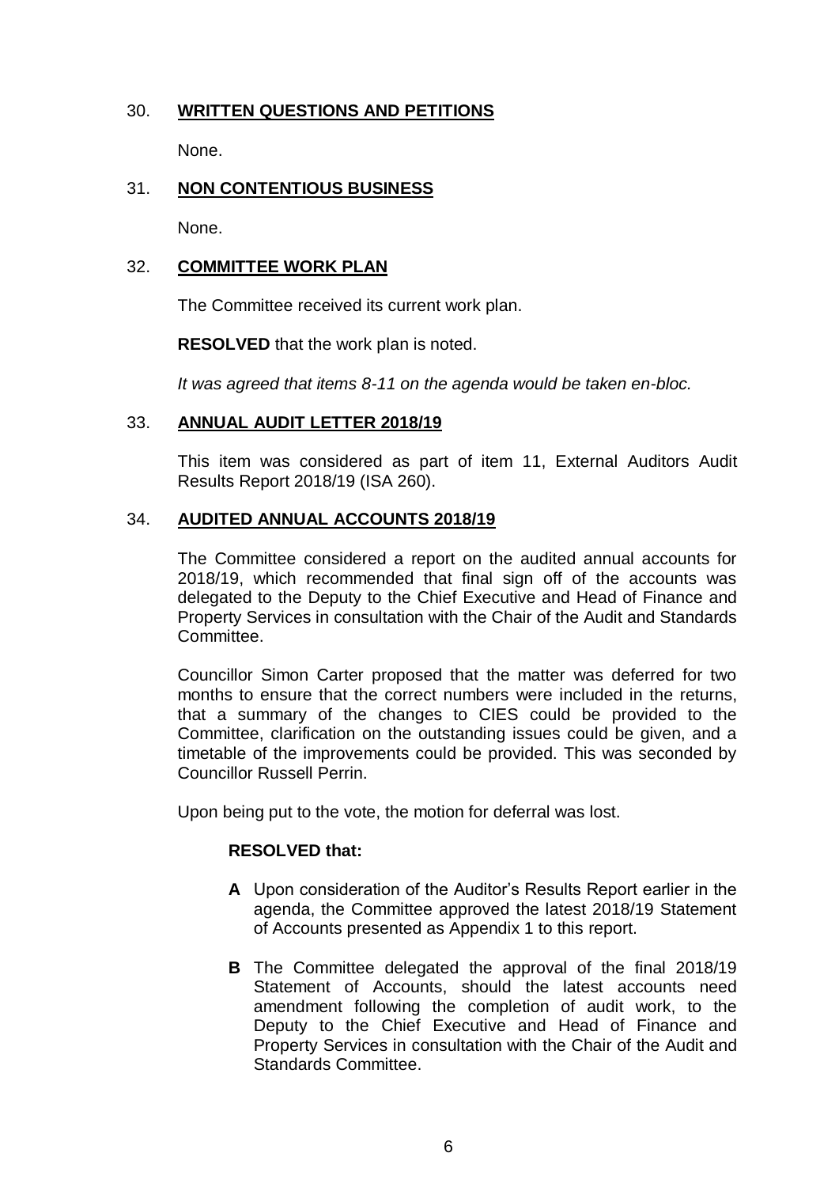## 30. **WRITTEN QUESTIONS AND PETITIONS**

None.

## 31. **NON CONTENTIOUS BUSINESS**

None.

## 32. **COMMITTEE WORK PLAN**

The Committee received its current work plan.

**RESOLVED** that the work plan is noted.

*It was agreed that items 8-11 on the agenda would be taken en-bloc.*

## 33. **ANNUAL AUDIT LETTER 2018/19**

This item was considered as part of item 11, External Auditors Audit Results Report 2018/19 (ISA 260).

## 34. **AUDITED ANNUAL ACCOUNTS 2018/19**

The Committee considered a report on the audited annual accounts for 2018/19, which recommended that final sign off of the accounts was delegated to the Deputy to the Chief Executive and Head of Finance and Property Services in consultation with the Chair of the Audit and Standards Committee.

Councillor Simon Carter proposed that the matter was deferred for two months to ensure that the correct numbers were included in the returns, that a summary of the changes to CIES could be provided to the Committee, clarification on the outstanding issues could be given, and a timetable of the improvements could be provided. This was seconded by Councillor Russell Perrin.

Upon being put to the vote, the motion for deferral was lost.

**RESOLVED that:**

- **A** Upon consideration of the Auditor's Results Report earlier in the agenda, the Committee approved the latest 2018/19 Statement of Accounts presented as Appendix 1 to this report.
- **B** The Committee delegated the approval of the final 2018/19 Statement of Accounts, should the latest accounts need amendment following the completion of audit work, to the Deputy to the Chief Executive and Head of Finance and Property Services in consultation with the Chair of the Audit and Standards Committee.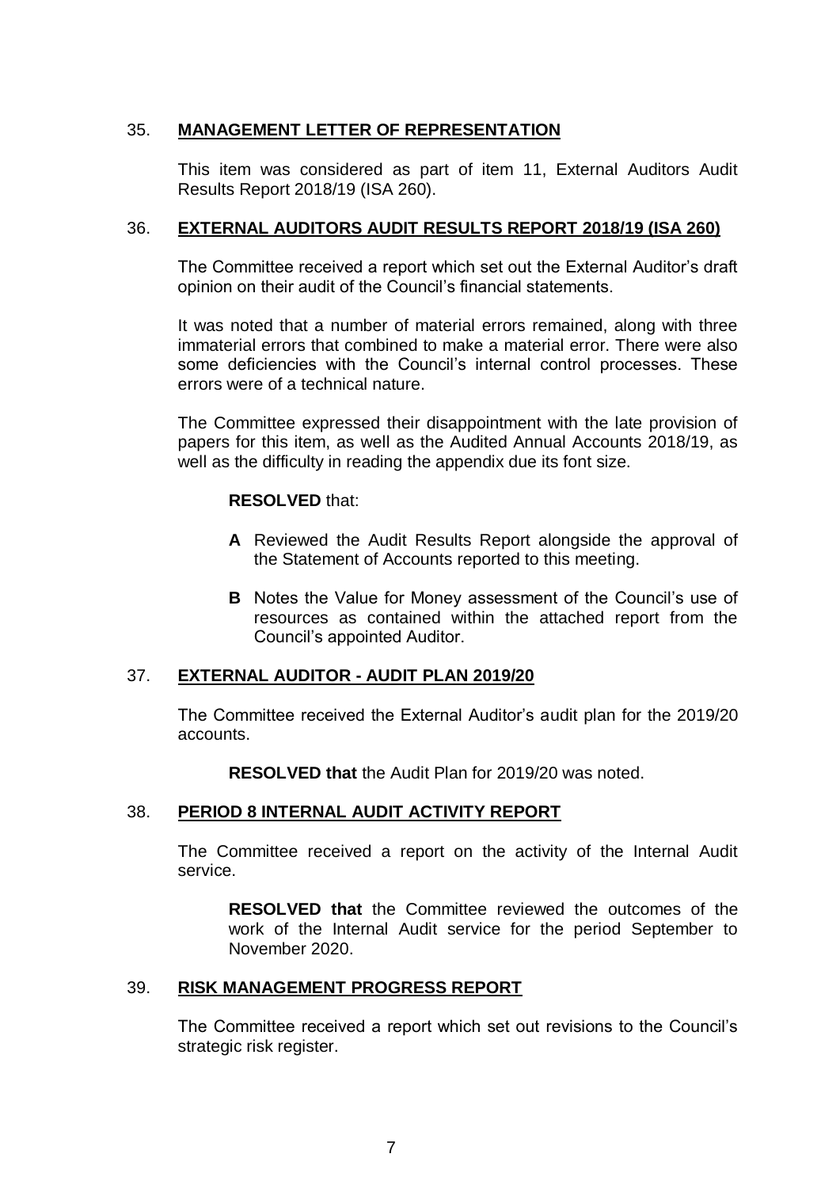## 35. **MANAGEMENT LETTER OF REPRESENTATION**

This item was considered as part of item 11, External Auditors Audit Results Report 2018/19 (ISA 260).

## 36. **EXTERNAL AUDITORS AUDIT RESULTS REPORT 2018/19 (ISA 260)**

The Committee received a report which set out the External Auditor's draft opinion on their audit of the Council's financial statements.

It was noted that a number of material errors remained, along with three immaterial errors that combined to make a material error. There were also some deficiencies with the Council's internal control processes. These errors were of a technical nature.

The Committee expressed their disappointment with the late provision of papers for this item, as well as the Audited Annual Accounts 2018/19, as well as the difficulty in reading the appendix due its font size.

**RESOLVED** that:

- **A** Reviewed the Audit Results Report alongside the approval of the Statement of Accounts reported to this meeting.
- **B** Notes the Value for Money assessment of the Council's use of resources as contained within the attached report from the Council's appointed Auditor.

## 37. **EXTERNAL AUDITOR - AUDIT PLAN 2019/20**

The Committee received the External Auditor's audit plan for the 2019/20 accounts.

**RESOLVED that** the Audit Plan for 2019/20 was noted.

## 38. **PERIOD 8 INTERNAL AUDIT ACTIVITY REPORT**

The Committee received a report on the activity of the Internal Audit service.

**RESOLVED that** the Committee reviewed the outcomes of the work of the Internal Audit service for the period September to November 2020.

## 39. **RISK MANAGEMENT PROGRESS REPORT**

The Committee received a report which set out revisions to the Council's strategic risk register.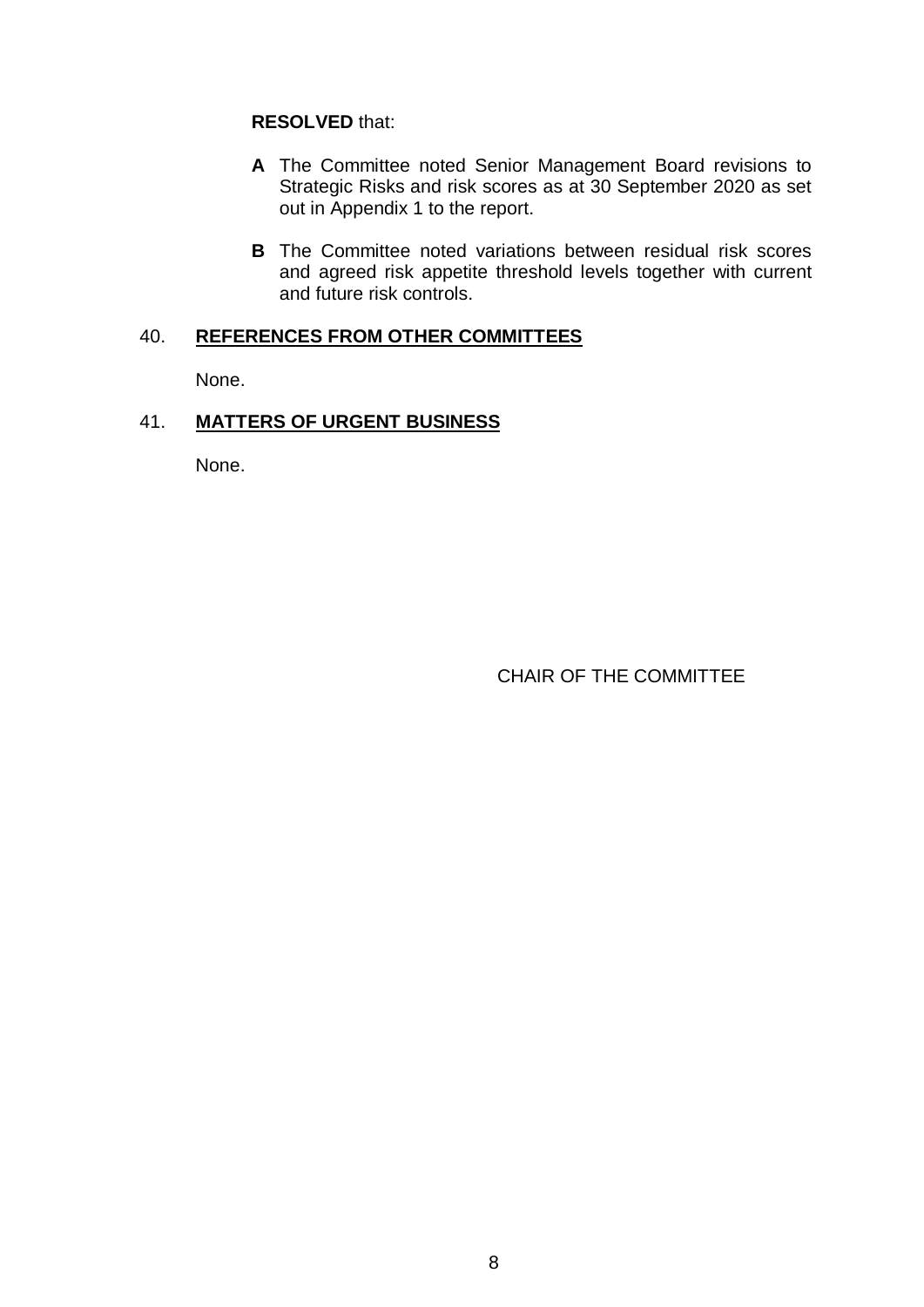**RESOLVED** that:

**A** The Committee noted Senior Management Board revisions to Strategic Risks and risk scores as at 30 September 2020 as set out in Appendix 1 to the report.

**B** The Committee noted variations between residual risk scores and agreed risk appetite threshold levels together with current and future risk controls.

## 40. **REFERENCES FROM OTHER COMMITTEES**

None.

## 41. **MATTERS OF URGENT BUSINESS**

None.

CHAIR OF THE COMMITTEE